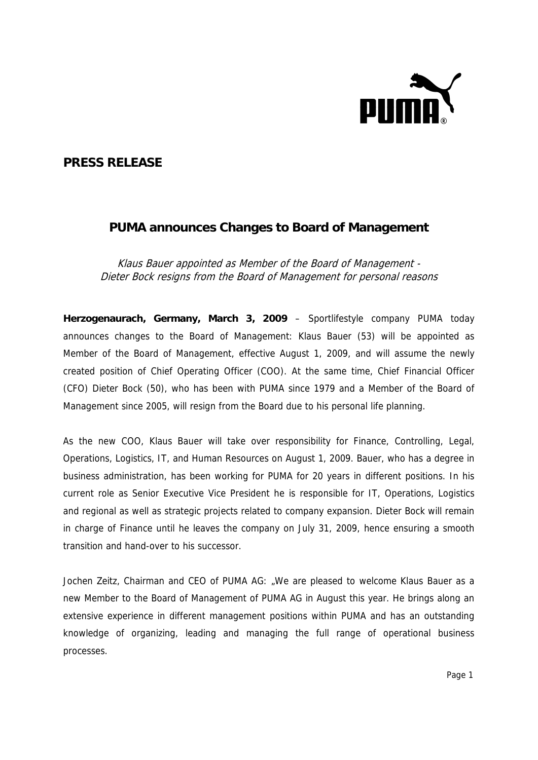## PRESS RELEASE

# PUMA announces Changes to Board of Management

*Klaus Bauer appointed as Member of the Board of Management -*
*Dieter Bock resigns from the Board of Management for personal reasons*

**Herzogenaurach, Germany, March 3, 2009** – Sportlifestyle company PUMA today announces changes to the Board of Management: Klaus Bauer (53) will be appointed as Member of the Board of Management, effective August 1, 2009, and will assume the newly created position of Chief Operating Officer (COO). At the same time, Chief Financial Officer (CFO) Dieter Bock (50), who has been with PUMA since 1979 and a Member of the Board of Management since 2005, will resign from the Board due to his personal life planning.

As the new COO, Klaus Bauer will take over responsibility for Finance, Controlling, Legal, Operations, Logistics, IT, and Human Resources on August 1, 2009. Bauer, who has a degree in business administration, has been working for PUMA for 20 years in different positions. In his current role as Senior Executive Vice President he is responsible for IT, Operations, Logistics and regional as well as strategic projects related to company expansion. Dieter Bock will remain in charge of Finance until he leaves the company on July 31, 2009, hence ensuring a smooth transition and hand-over to his successor.

Jochen Zeitz, Chairman and CEO of PUMA AG: „We are pleased to welcome Klaus Bauer as a new Member to the Board of Management of PUMA AG in August this year. He brings along an extensive experience in different management positions within PUMA and has an outstanding knowledge of organizing, leading and managing the full range of operational business processes.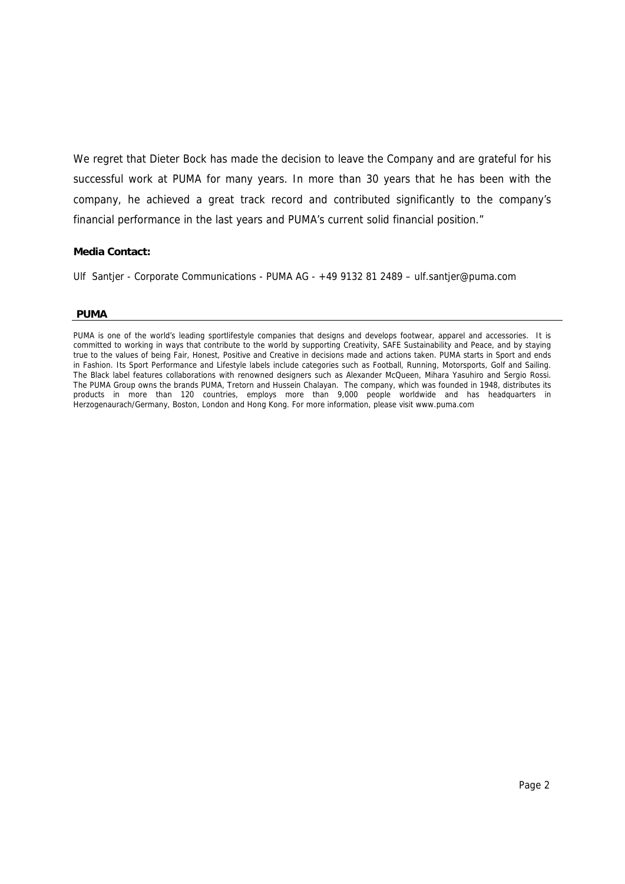We regret that Dieter Bock has made the decision to leave the Company and are grateful for his successful work at PUMA for many years. In more than 30 years that he has been with the company, he achieved a great track record and contributed significantly to the company's financial performance in the last years and PUMA's current solid financial position."

**Media Contact:**

Ulf Santjer - Corporate Communications - PUMA AG - +49 9132 81 2489 – ulf.santjer@puma.com

**PUMA**

PUMA is one of the world's leading sportlifestyle companies that designs and develops footwear, apparel and accessories. It is committed to working in ways that contribute to the world by supporting Creativity, SAFE Sustainability and Peace, and by staying true to the values of being Fair, Honest, Positive and Creative in decisions made and actions taken. PUMA starts in Sport and ends in Fashion. Its Sport Performance and Lifestyle labels include categories such as Football, Running, Motorsports, Golf and Sailing. The Black label features collaborations with renowned designers such as Alexander McQueen, Mihara Yasuhiro and Sergio Rossi. The PUMA Group owns the brands PUMA, Tretorn and Hussein Chalayan. The company, which was founded in 1948, distributes its products in more than 120 countries, employs more than 9,000 people worldwide and has headquarters in Herzogenaurach/Germany, Boston, London and Hong Kong. For more information, please visit www.puma.com